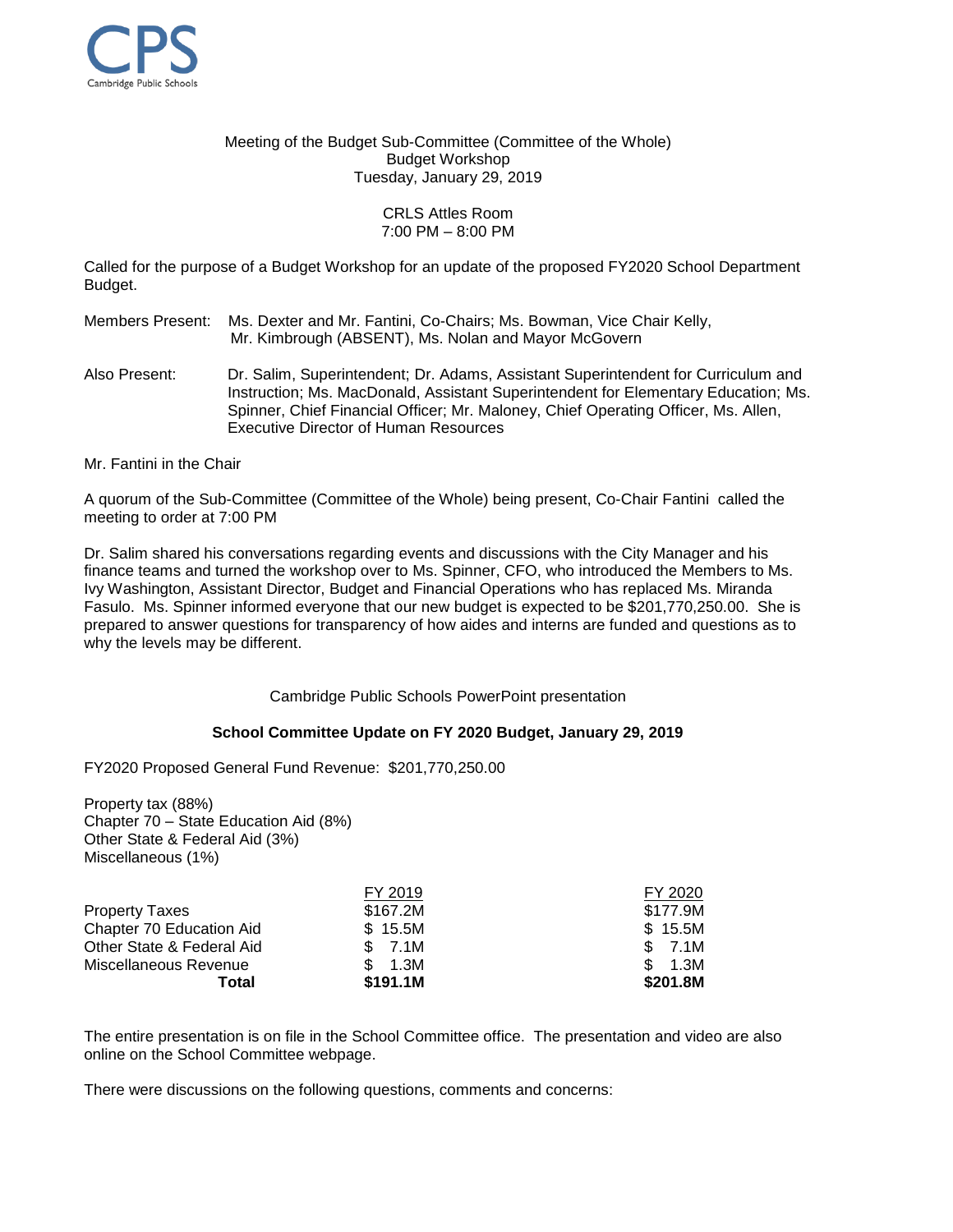CPS
Cambridge Public Schools

Meeting of the Budget Sub-Committee (Committee of the Whole)
Budget Workshop
Tuesday, January 29, 2019

CRLS Attles Room
7:00 PM – 8:00 PM

Called for the purpose of a Budget Workshop for an update of the proposed FY2020 School Department Budget.

Members Present: Ms. Dexter and Mr. Fantini, Co-Chairs; Ms. Bowman, Vice Chair Kelly, Mr. Kimbrough (ABSENT), Ms. Nolan and Mayor McGovern

Also Present: Dr. Salim, Superintendent; Dr. Adams, Assistant Superintendent for Curriculum and Instruction; Ms. MacDonald, Assistant Superintendent for Elementary Education; Ms. Spinner, Chief Financial Officer; Mr. Maloney, Chief Operating Officer, Ms. Allen, Executive Director of Human Resources

Mr. Fantini in the Chair

A quorum of the Sub-Committee (Committee of the Whole) being present, Co-Chair Fantini called the meeting to order at 7:00 PM

Dr. Salim shared his conversations regarding events and discussions with the City Manager and his finance teams and turned the workshop over to Ms. Spinner, CFO, who introduced the Members to Ms. Ivy Washington, Assistant Director, Budget and Financial Operations who has replaced Ms. Miranda Fasulo. Ms. Spinner informed everyone that our new budget is expected to be $201,770,250.00. She is prepared to answer questions for transparency of how aides and interns are funded and questions as to why the levels may be different.

Cambridge Public Schools PowerPoint presentation

**School Committee Update on FY 2020 Budget, January 29, 2019**

FY2020 Proposed General Fund Revenue: $201,770,250.00

Property tax (88%)
Chapter 70 – State Education Aid (8%)
Other State & Federal Aid (3%)
Miscellaneous (1%)

| | FY 2019 | FY 2020 |
|---|---|---|
| Property Taxes | $167.2M | $177.9M |
| Chapter 70 Education Aid | $ 15.5M | $ 15.5M |
| Other State & Federal Aid | $ 7.1M | $ 7.1M |
| Miscellaneous Revenue | $ 1.3M | $ 1.3M |
| **Total** | **$191.1M** | **$201.8M** |

The entire presentation is on file in the School Committee office. The presentation and video are also online on the School Committee webpage.

There were discussions on the following questions, comments and concerns: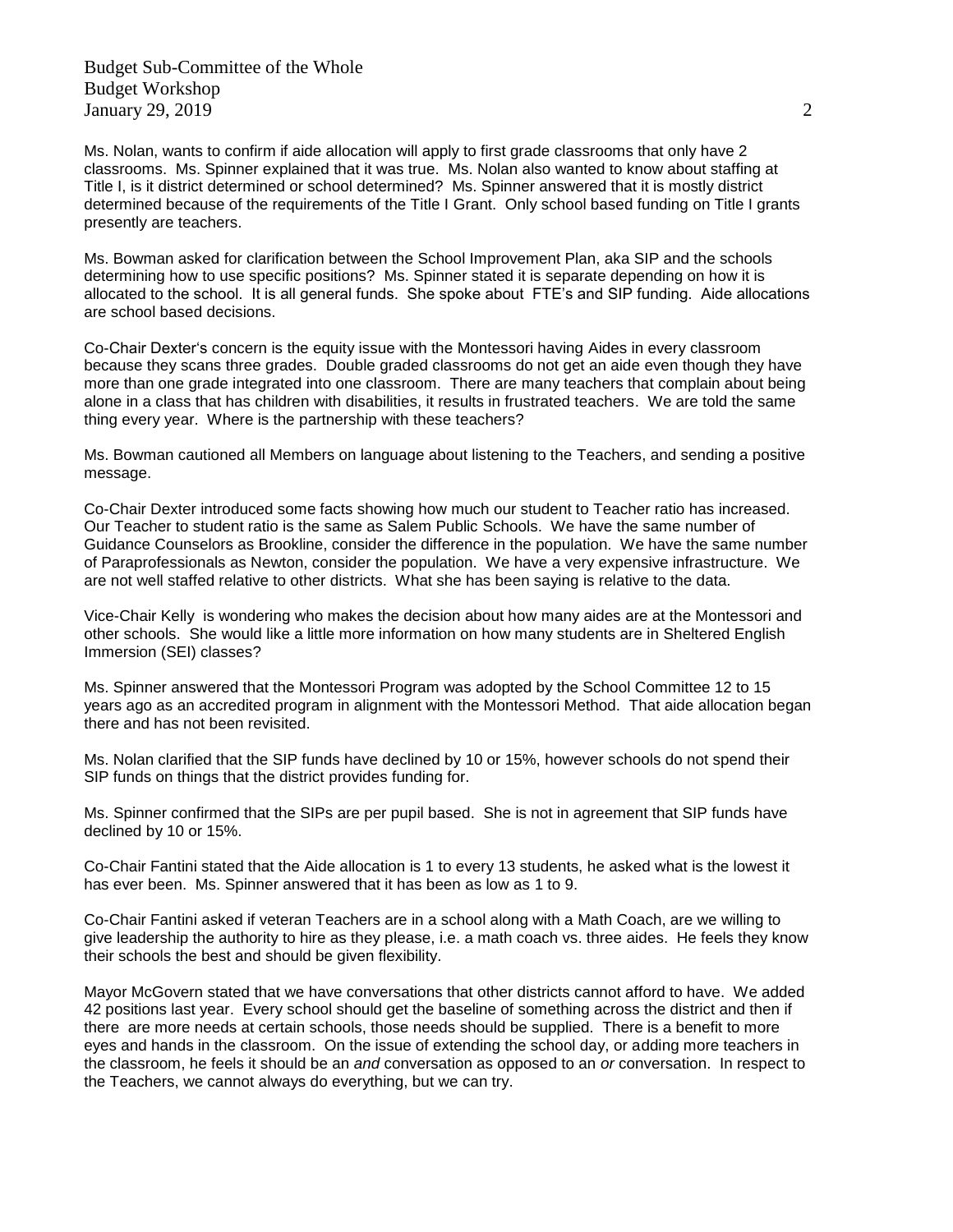Ms. Nolan, wants to confirm if aide allocation will apply to first grade classrooms that only have 2 classrooms. Ms. Spinner explained that it was true. Ms. Nolan also wanted to know about staffing at Title I, is it district determined or school determined? Ms. Spinner answered that it is mostly district determined because of the requirements of the Title I Grant. Only school based funding on Title I grants presently are teachers.

Ms. Bowman asked for clarification between the School Improvement Plan, aka SIP and the schools determining how to use specific positions? Ms. Spinner stated it is separate depending on how it is allocated to the school. It is all general funds. She spoke about FTE's and SIP funding. Aide allocations are school based decisions.

Co-Chair Dexter's concern is the equity issue with the Montessori having Aides in every classroom because they scans three grades. Double graded classrooms do not get an aide even though they have more than one grade integrated into one classroom. There are many teachers that complain about being alone in a class that has children with disabilities, it results in frustrated teachers. We are told the same thing every year. Where is the partnership with these teachers?

Ms. Bowman cautioned all Members on language about listening to the Teachers, and sending a positive message.

Co-Chair Dexter introduced some facts showing how much our student to Teacher ratio has increased. Our Teacher to student ratio is the same as Salem Public Schools. We have the same number of Guidance Counselors as Brookline, consider the difference in the population. We have the same number of Paraprofessionals as Newton, consider the population. We have a very expensive infrastructure. We are not well staffed relative to other districts. What she has been saying is relative to the data.

Vice-Chair Kelly is wondering who makes the decision about how many aides are at the Montessori and other schools. She would like a little more information on how many students are in Sheltered English Immersion (SEI) classes?

Ms. Spinner answered that the Montessori Program was adopted by the School Committee 12 to 15 years ago as an accredited program in alignment with the Montessori Method. That aide allocation began there and has not been revisited.

Ms. Nolan clarified that the SIP funds have declined by 10 or 15%, however schools do not spend their SIP funds on things that the district provides funding for.

Ms. Spinner confirmed that the SIPs are per pupil based. She is not in agreement that SIP funds have declined by 10 or 15%.

Co-Chair Fantini stated that the Aide allocation is 1 to every 13 students, he asked what is the lowest it has ever been. Ms. Spinner answered that it has been as low as 1 to 9.

Co-Chair Fantini asked if veteran Teachers are in a school along with a Math Coach, are we willing to give leadership the authority to hire as they please, i.e. a math coach vs. three aides. He feels they know their schools the best and should be given flexibility.

Mayor McGovern stated that we have conversations that other districts cannot afford to have. We added 42 positions last year. Every school should get the baseline of something across the district and then if there are more needs at certain schools, those needs should be supplied. There is a benefit to more eyes and hands in the classroom. On the issue of extending the school day, or adding more teachers in the classroom, he feels it should be an *and* conversation as opposed to an *or* conversation. In respect to the Teachers, we cannot always do everything, but we can try.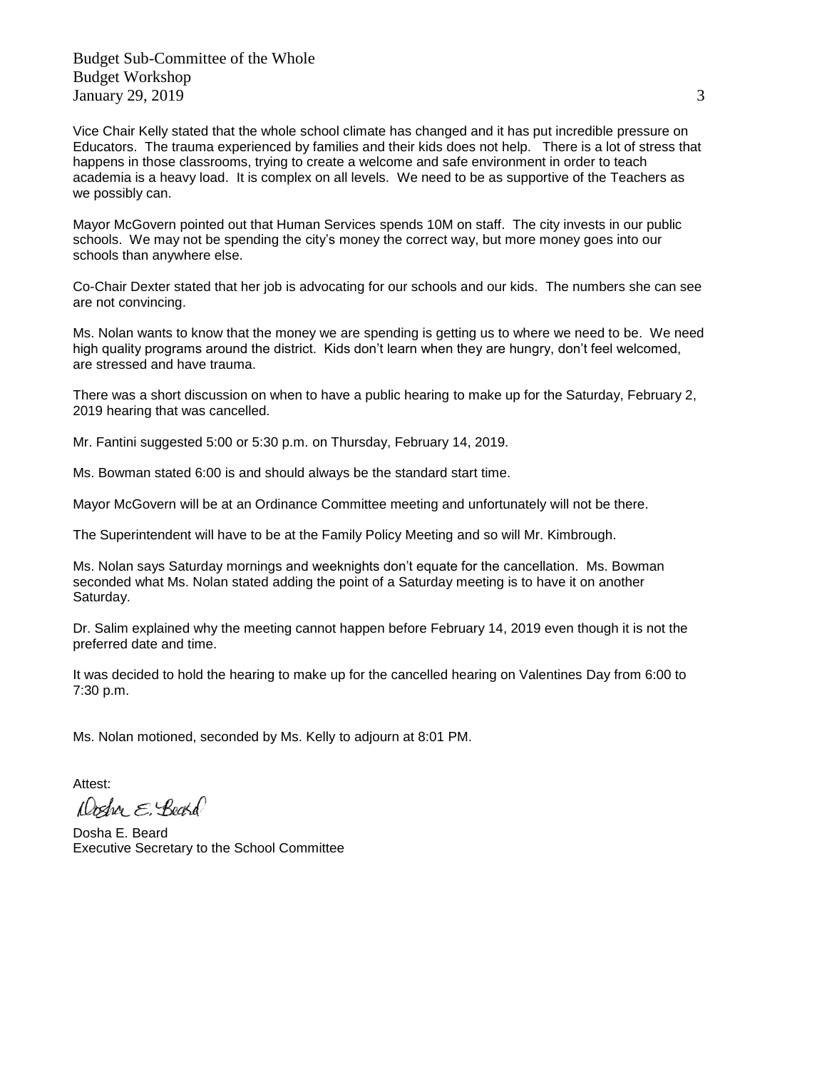Vice Chair Kelly stated that the whole school climate has changed and it has put incredible pressure on Educators. The trauma experienced by families and their kids does not help. There is a lot of stress that happens in those classrooms, trying to create a welcome and safe environment in order to teach academia is a heavy load. It is complex on all levels. We need to be as supportive of the Teachers as we possibly can.

Mayor McGovern pointed out that Human Services spends 10M on staff. The city invests in our public schools. We may not be spending the city's money the correct way, but more money goes into our schools than anywhere else.

Co-Chair Dexter stated that her job is advocating for our schools and our kids. The numbers she can see are not convincing.

Ms. Nolan wants to know that the money we are spending is getting us to where we need to be. We need high quality programs around the district. Kids don't learn when they are hungry, don't feel welcomed, are stressed and have trauma.

There was a short discussion on when to have a public hearing to make up for the Saturday, February 2, 2019 hearing that was cancelled.

Mr. Fantini suggested 5:00 or 5:30 p.m. on Thursday, February 14, 2019.

Ms. Bowman stated 6:00 is and should always be the standard start time.

Mayor McGovern will be at an Ordinance Committee meeting and unfortunately will not be there.

The Superintendent will have to be at the Family Policy Meeting and so will Mr. Kimbrough.

Ms. Nolan says Saturday mornings and weeknights don't equate for the cancellation. Ms. Bowman seconded what Ms. Nolan stated adding the point of a Saturday meeting is to have it on another Saturday.

Dr. Salim explained why the meeting cannot happen before February 14, 2019 even though it is not the preferred date and time.

It was decided to hold the hearing to make up for the cancelled hearing on Valentines Day from 6:00 to 7:30 p.m.

Ms. Nolan motioned, seconded by Ms. Kelly to adjourn at 8:01 PM.

Attest:

Dosha E. Beard

Dosha E. Beard
Executive Secretary to the School Committee